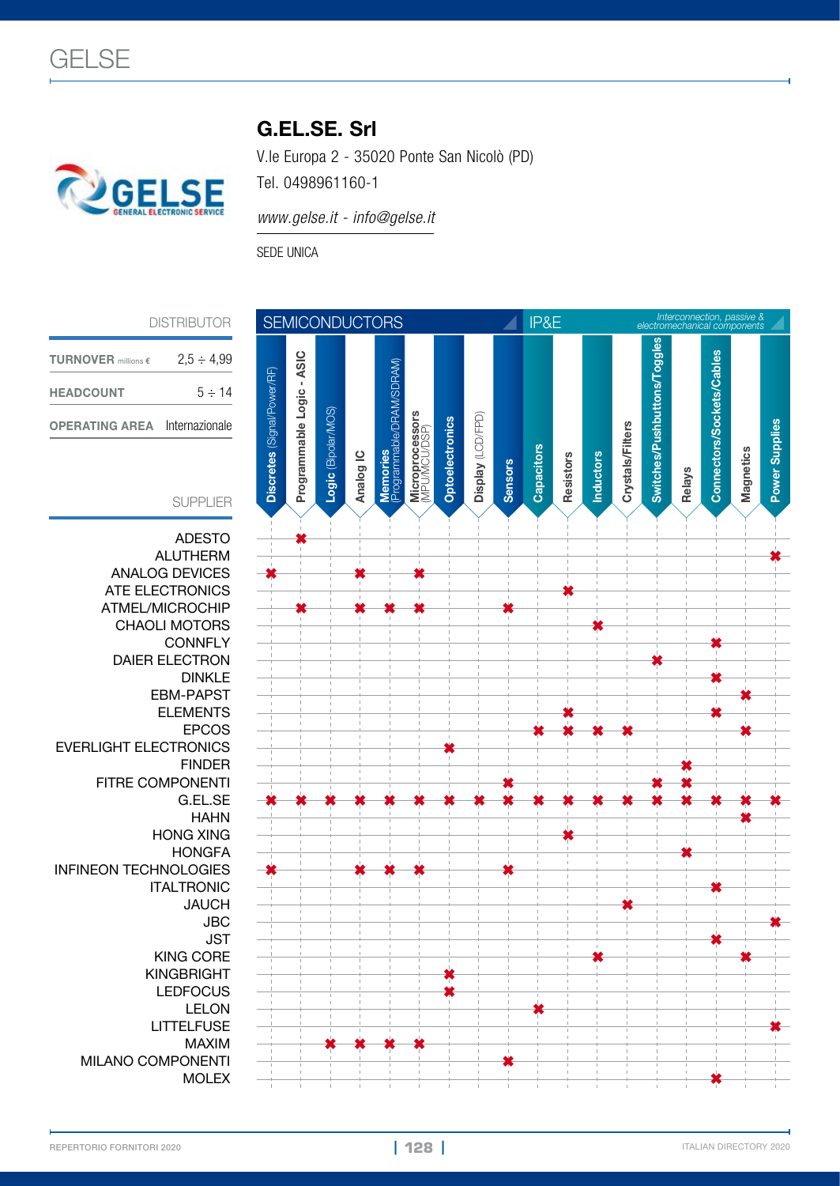# GELSE

## G.EL.SE. Srl

V.le Europa 2 - 35020 Ponte San Nicolò (PD)
Tel. 0498961160-1

*www.gelse.it - info@gelse.it*

SEDE UNICA

| DISTRIBUTOR | |
|---|---|
| **TURNOVER** millions € | 2,5 ÷ 4,99 |
| **HEADCOUNT** | 5 ÷ 14 |
| **OPERATING AREA** | Internazionale |

| SUPPLIER | SEMICONDUCTORS | | | | | | | | | IP&E | | | | Interconnection, passive & electromechanical components | | | | |
|---|---|---|---|---|---|---|---|---|---|---|---|---|---|---|---|---|---|---|
| | **Discretes** (Signal/Power/RF) | **Programmable Logic - ASIC** | **Logic** (Bipolar/MOS) | **Analog IC** | **Memories** (Programmable/DRAM/SDRAM) | **Microprocessors** (MPU/MCU/DSP) | **Optoelectronics** | **Display** (LCD/FPD) | **Sensors** | **Capacitors** | **Resistors** | **Inductors** | **Crystals/Filters** | **Switches/Pushbuttons/Toggles** | **Relays** | **Connectors/Sockets/Cables** | **Magnetics** | **Power Supplies** |
| ADESTO | | X | | | | | | | | | | | | | | | | |
| ALUTHERM | | | | | | | | | | | | | | | | | | X |
| ANALOG DEVICES | X | | | X | | X | | | | | | | | | | | | |
| ATE ELECTRONICS | | | | | | | | | | | X | | | | | | | |
| ATMEL/MICROCHIP | | X | | X | X | X | | | X | | | | | | | | | |
| CHAOLI MOTORS | | | | | | | | | | | | X | | | | | | |
| CONNFLY | | | | | | | | | | | | | | | | X | | |
| DAIER ELECTRON | | | | | | | | | | | | | | X | | | | |
| DINKLE | | | | | | | | | | | | | | | | X | | |
| EBM-PAPST | | | | | | | | | | | | | | | | | X | |
| ELEMENTS | | | | | | | | | | | X | | | | | X | | |
| EPCOS | | | | | | | | | | X | X | X | X | | | | X | |
| EVERLIGHT ELECTRONICS | | | | | | | X | | | | | | | | | | | |
| FINDER | | | | | | | | | | | | | | | X | | | |
| FITRE COMPONENTI | | | | | | | | | X | | | | | X | X | | | |
| G.EL.SE | X | X | X | X | X | X | X | X | X | X | X | X | X | X | X | X | X | X |
| HAHN | | | | | | | | | | | | | | | | | X | |
| HONG XING | | | | | | | | | | | X | | | | | | | |
| HONGFA | | | | | | | | | | | | | | | X | | | |
| INFINEON TECHNOLOGIES | X | | | X | X | X | | | X | | | | | | | | | |
| ITALTRONIC | | | | | | | | | | | | | | | | X | | |
| JAUCH | | | | | | | | | | | | | X | | | | | |
| JBC | | | | | | | | | | | | | | | | | | X |
| JST | | | | | | | | | | | | | | | | X | | |
| KING CORE | | | | | | | | | | | | X | | | | | X | |
| KINGBRIGHT | | | | | | | X | | | | | | | | | | | |
| LEDFOCUS | | | | | | | X | | | | | | | | | | | |
| LELON | | | | | | | | | | X | | | | | | | | |
| LITTELFUSE | | | | | | | | | | | | | | | | | | X |
| MAXIM | | | X | X | X | X | | | | | | | | | | | | |
| MILANO COMPONENTI | | | | | | | | | X | | | | | | | | | |
| MOLEX | | | | | | | | | | | | | | | | X | | |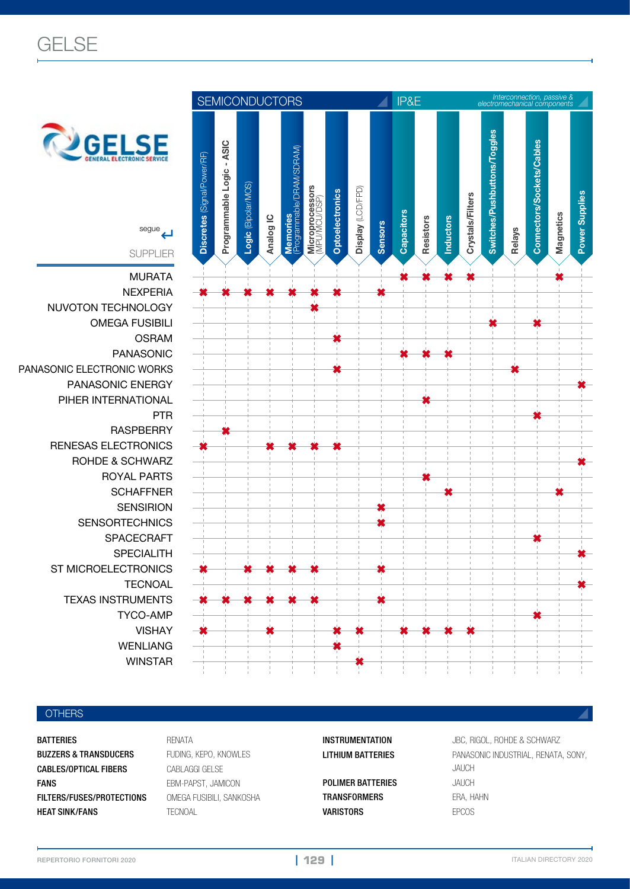# GELSE

**GELSE** GENERAL ELECTRONIC SERVICE

segue

| | SEMICONDUCTORS | | | | | | | | | IP&E *Interconnection, passive & electromechanical components* | | | | | | | | |
|---|---|---|---|---|---|---|---|---|---|---|---|---|---|---|---|---|---|---|
| SUPPLIER | **Discretes** (Signal/Power/RF) | **Programmable Logic - ASIC** | **Logic** (Bipolar/MOS) | **Analog IC** | **Memories** (Programmable/DRAM/SDRAM) | **Microprocessors** (MPU/MCU/DSP) | **Optoelectronics** | **Display** (LCD/FPD) | **Sensors** | **Capacitors** | **Resistors** | **Inductors** | **Crystals/Filters** | **Switches/Pushbuttons/Toggles** | **Relays** | **Connectors/Sockets/Cables** | **Magnetics** | **Power Supplies** |
| MURATA | | | | | | | | | | ✖ | ✖ | ✖ | ✖ | | | | ✖ | |
| NEXPERIA | ✖ | ✖ | ✖ | ✖ | ✖ | ✖ | ✖ | | ✖ | | | | | | | | | |
| NUVOTON TECHNOLOGY | | | | | | ✖ | | | | | | | | | | | | |
| OMEGA FUSIBILI | | | | | | | | | | | | | | ✖ | | ✖ | | |
| OSRAM | | | | | | | ✖ | | | | | | | | | | | |
| PANASONIC | | | | | | | | | | ✖ | ✖ | ✖ | | | | | | |
| PANASONIC ELECTRONIC WORKS | | | | | | | ✖ | | | | | | | | ✖ | | | |
| PANASONIC ENERGY | | | | | | | | | | | | | | | | | | ✖ |
| PIHER INTERNATIONAL | | | | | | | | | | | ✖ | | | | | | | |
| PTR | | | | | | | | | | | | | | | | ✖ | | |
| RASPBERRY | | ✖ | | | | | | | | | | | | | | | | |
| RENESAS ELECTRONICS | ✖ | | | ✖ | ✖ | ✖ | ✖ | | | | | | | | | | | |
| ROHDE & SCHWARZ | | | | | | | | | | | | | | | | | | ✖ |
| ROYAL PARTS | | | | | | | | | | | ✖ | | | | | | | |
| SCHAFFNER | | | | | | | | | | | | ✖ | | | | | ✖ | |
| SENSIRION | | | | | | | | | ✖ | | | | | | | | | |
| SENSORTECHNICS | | | | | | | | | ✖ | | | | | | | | | |
| SPACECRAFT | | | | | | | | | | | | | | | | ✖ | | |
| SPECIALITH | | | | | | | | | | | | | | | | | | ✖ |
| ST MICROELECTRONICS | ✖ | | ✖ | ✖ | ✖ | ✖ | | | ✖ | | | | | | | | | |
| TECNOAL | | | | | | | | | | | | | | | | | | ✖ |
| TEXAS INSTRUMENTS | ✖ | ✖ | ✖ | ✖ | ✖ | ✖ | | | ✖ | | | | | | | | | |
| TYCO-AMP | | | | | | | | | | | | | | | | ✖ | | |
| VISHAY | ✖ | | | ✖ | | | ✖ | ✖ | | ✖ | ✖ | ✖ | ✖ | | | | | |
| WENLIANG | | | | | | | ✖ | | | | | | | | | | | |
| WINSTAR | | | | | | | | ✖ | | | | | | | | | | |

## OTHERS

| | |
|---|---|
| **BATTERIES** | RENATA |
| **BUZZERS & TRANSDUCERS** | FUDING, KEPO, KNOWLES |
| **CABLES/OPTICAL FIBERS** | CABLAGGI GELSE |
| **FANS** | EBM-PAPST, JAMICON |
| **FILTERS/FUSES/PROTECTIONS** | OMEGA FUSIBILI, SANKOSHA |
| **HEAT SINK/FANS** | TECNOAL |
| **INSTRUMENTATION** | JBC, RIGOL, ROHDE & SCHWARZ |
| **LITHIUM BATTERIES** | PANASONIC INDUSTRIAL, RENATA, SONY, JAUCH |
| **POLIMER BATTERIES** | JAUCH |
| **TRANSFORMERS** | ERA, HAHN |
| **VARISTORS** | EPCOS |